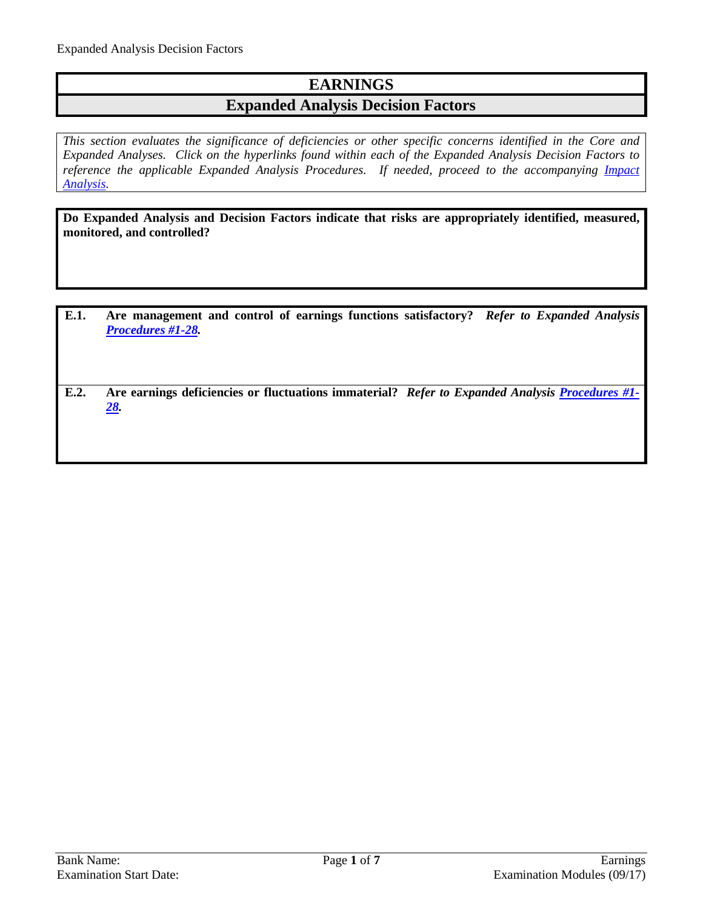# EARNINGS

## Expanded Analysis Decision Factors

*This section evaluates the significance of deficiencies or other specific concerns identified in the Core and Expanded Analyses. Click on the hyperlinks found within each of the Expanded Analysis Decision Factors to reference the applicable Expanded Analysis Procedures. If needed, proceed to the accompanying Impact Analysis.*

**Do Expanded Analysis and Decision Factors indicate that risks are appropriately identified, measured, monitored, and controlled?**

**E.1. Are management and control of earnings functions satisfactory?** ***Refer to Expanded Analysis Procedures #1-28.***

**E.2. Are earnings deficiencies or fluctuations immaterial?** ***Refer to Expanded Analysis Procedures #1-28.***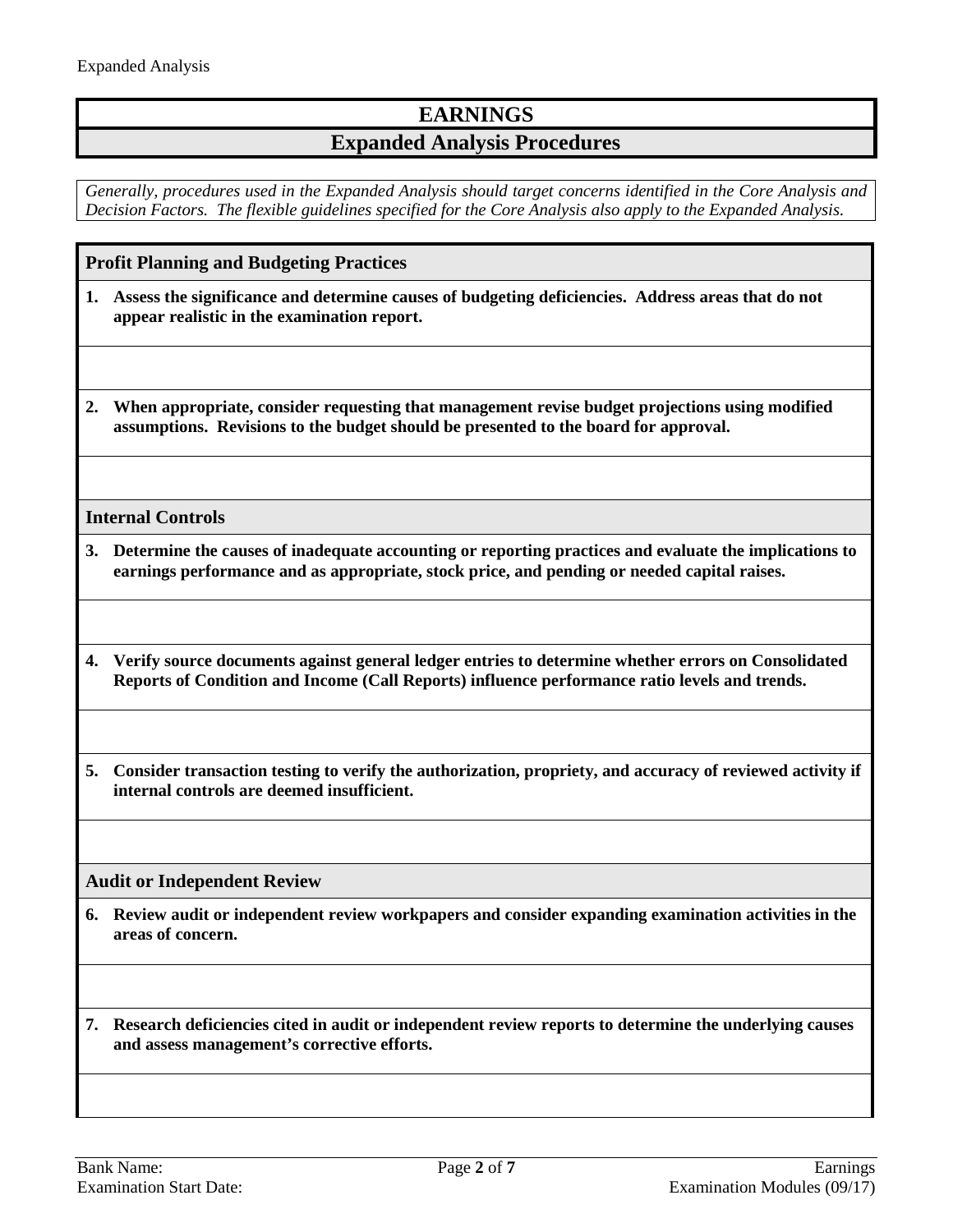# EARNINGS

## Expanded Analysis Procedures

*Generally, procedures used in the Expanded Analysis should target concerns identified in the Core Analysis and Decision Factors. The flexible guidelines specified for the Core Analysis also apply to the Expanded Analysis.*

### Profit Planning and Budgeting Practices

**1. Assess the significance and determine causes of budgeting deficiencies. Address areas that do not appear realistic in the examination report.**

**2. When appropriate, consider requesting that management revise budget projections using modified assumptions. Revisions to the budget should be presented to the board for approval.**

### Internal Controls

**3. Determine the causes of inadequate accounting or reporting practices and evaluate the implications to earnings performance and as appropriate, stock price, and pending or needed capital raises.**

**4. Verify source documents against general ledger entries to determine whether errors on Consolidated Reports of Condition and Income (Call Reports) influence performance ratio levels and trends.**

**5. Consider transaction testing to verify the authorization, propriety, and accuracy of reviewed activity if internal controls are deemed insufficient.**

### Audit or Independent Review

**6. Review audit or independent review workpapers and consider expanding examination activities in the areas of concern.**

**7. Research deficiencies cited in audit or independent review reports to determine the underlying causes and assess management's corrective efforts.**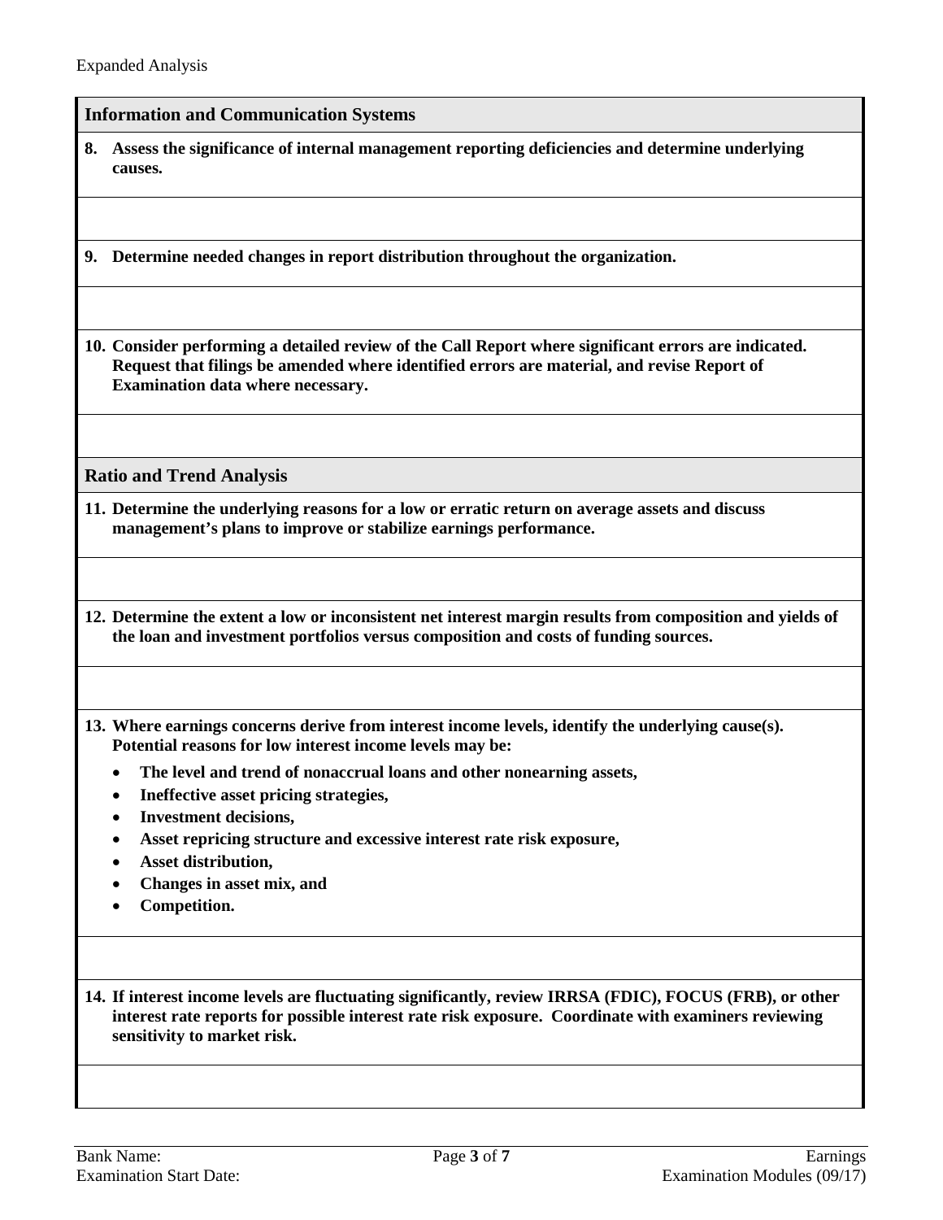Expanded Analysis

## Information and Communication Systems

**8. Assess the significance of internal management reporting deficiencies and determine underlying causes.**

**9. Determine needed changes in report distribution throughout the organization.**

**10. Consider performing a detailed review of the Call Report where significant errors are indicated. Request that filings be amended where identified errors are material, and revise Report of Examination data where necessary.**

## Ratio and Trend Analysis

**11. Determine the underlying reasons for a low or erratic return on average assets and discuss management's plans to improve or stabilize earnings performance.**

**12. Determine the extent a low or inconsistent net interest margin results from composition and yields of the loan and investment portfolios versus composition and costs of funding sources.**

**13. Where earnings concerns derive from interest income levels, identify the underlying cause(s). Potential reasons for low interest income levels may be:**

- **The level and trend of nonaccrual loans and other nonearning assets,**
- **Ineffective asset pricing strategies,**
- **Investment decisions,**
- **Asset repricing structure and excessive interest rate risk exposure,**
- **Asset distribution,**
- **Changes in asset mix, and**
- **Competition.**

**14. If interest income levels are fluctuating significantly, review IRRSA (FDIC), FOCUS (FRB), or other interest rate reports for possible interest rate risk exposure. Coordinate with examiners reviewing sensitivity to market risk.**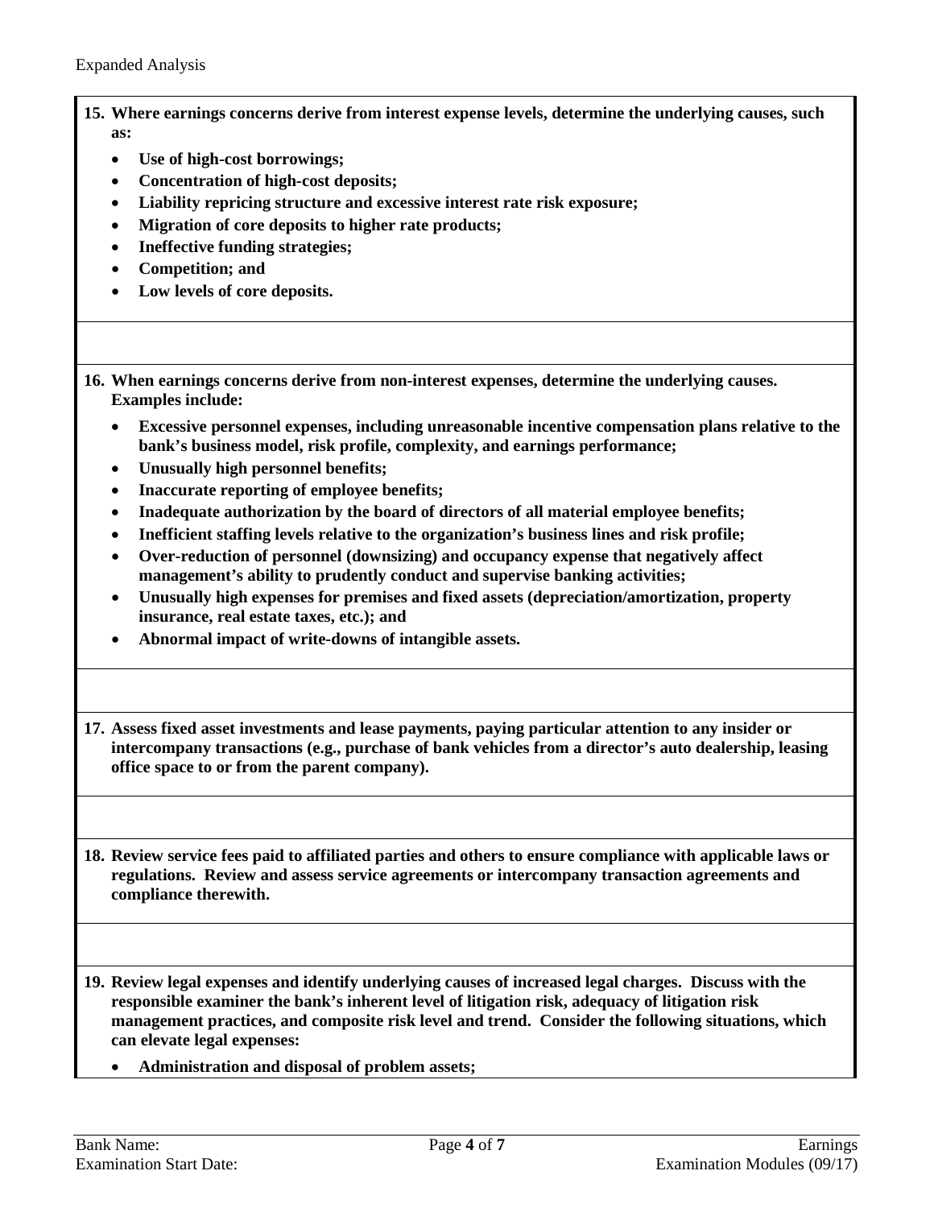**15. Where earnings concerns derive from interest expense levels, determine the underlying causes, such as:**

- **Use of high-cost borrowings;**
- **Concentration of high-cost deposits;**
- **Liability repricing structure and excessive interest rate risk exposure;**
- **Migration of core deposits to higher rate products;**
- **Ineffective funding strategies;**
- **Competition; and**
- **Low levels of core deposits.**

**16. When earnings concerns derive from non-interest expenses, determine the underlying causes. Examples include:**

- **Excessive personnel expenses, including unreasonable incentive compensation plans relative to the bank's business model, risk profile, complexity, and earnings performance;**
- **Unusually high personnel benefits;**
- **Inaccurate reporting of employee benefits;**
- **Inadequate authorization by the board of directors of all material employee benefits;**
- **Inefficient staffing levels relative to the organization's business lines and risk profile;**
- **Over-reduction of personnel (downsizing) and occupancy expense that negatively affect management's ability to prudently conduct and supervise banking activities;**
- **Unusually high expenses for premises and fixed assets (depreciation/amortization, property insurance, real estate taxes, etc.); and**
- **Abnormal impact of write-downs of intangible assets.**

**17. Assess fixed asset investments and lease payments, paying particular attention to any insider or intercompany transactions (e.g., purchase of bank vehicles from a director's auto dealership, leasing office space to or from the parent company).**

**18. Review service fees paid to affiliated parties and others to ensure compliance with applicable laws or regulations. Review and assess service agreements or intercompany transaction agreements and compliance therewith.**

**19. Review legal expenses and identify underlying causes of increased legal charges. Discuss with the responsible examiner the bank's inherent level of litigation risk, adequacy of litigation risk management practices, and composite risk level and trend. Consider the following situations, which can elevate legal expenses:**

- **Administration and disposal of problem assets;**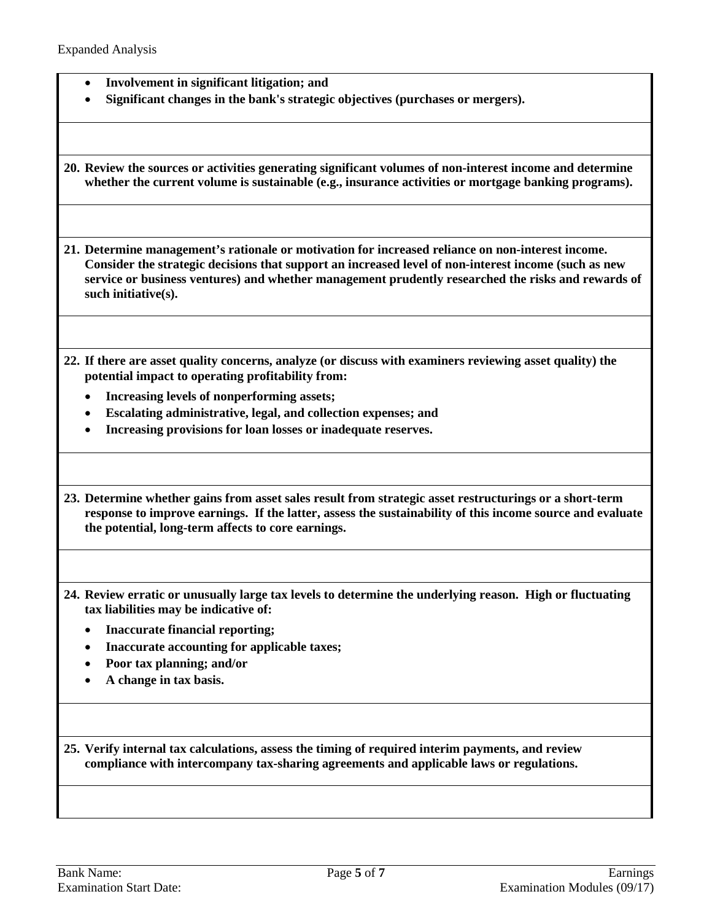- **Involvement in significant litigation; and**
- **Significant changes in the bank's strategic objectives (purchases or mergers).**

**20. Review the sources or activities generating significant volumes of non-interest income and determine whether the current volume is sustainable (e.g., insurance activities or mortgage banking programs).**

**21. Determine management's rationale or motivation for increased reliance on non-interest income. Consider the strategic decisions that support an increased level of non-interest income (such as new service or business ventures) and whether management prudently researched the risks and rewards of such initiative(s).**

**22. If there are asset quality concerns, analyze (or discuss with examiners reviewing asset quality) the potential impact to operating profitability from:**

- **Increasing levels of nonperforming assets;**
- **Escalating administrative, legal, and collection expenses; and**
- **Increasing provisions for loan losses or inadequate reserves.**

**23. Determine whether gains from asset sales result from strategic asset restructurings or a short-term response to improve earnings. If the latter, assess the sustainability of this income source and evaluate the potential, long-term affects to core earnings.**

**24. Review erratic or unusually large tax levels to determine the underlying reason. High or fluctuating tax liabilities may be indicative of:**

- **Inaccurate financial reporting;**
- **Inaccurate accounting for applicable taxes;**
- **Poor tax planning; and/or**
- **A change in tax basis.**

**25. Verify internal tax calculations, assess the timing of required interim payments, and review compliance with intercompany tax-sharing agreements and applicable laws or regulations.**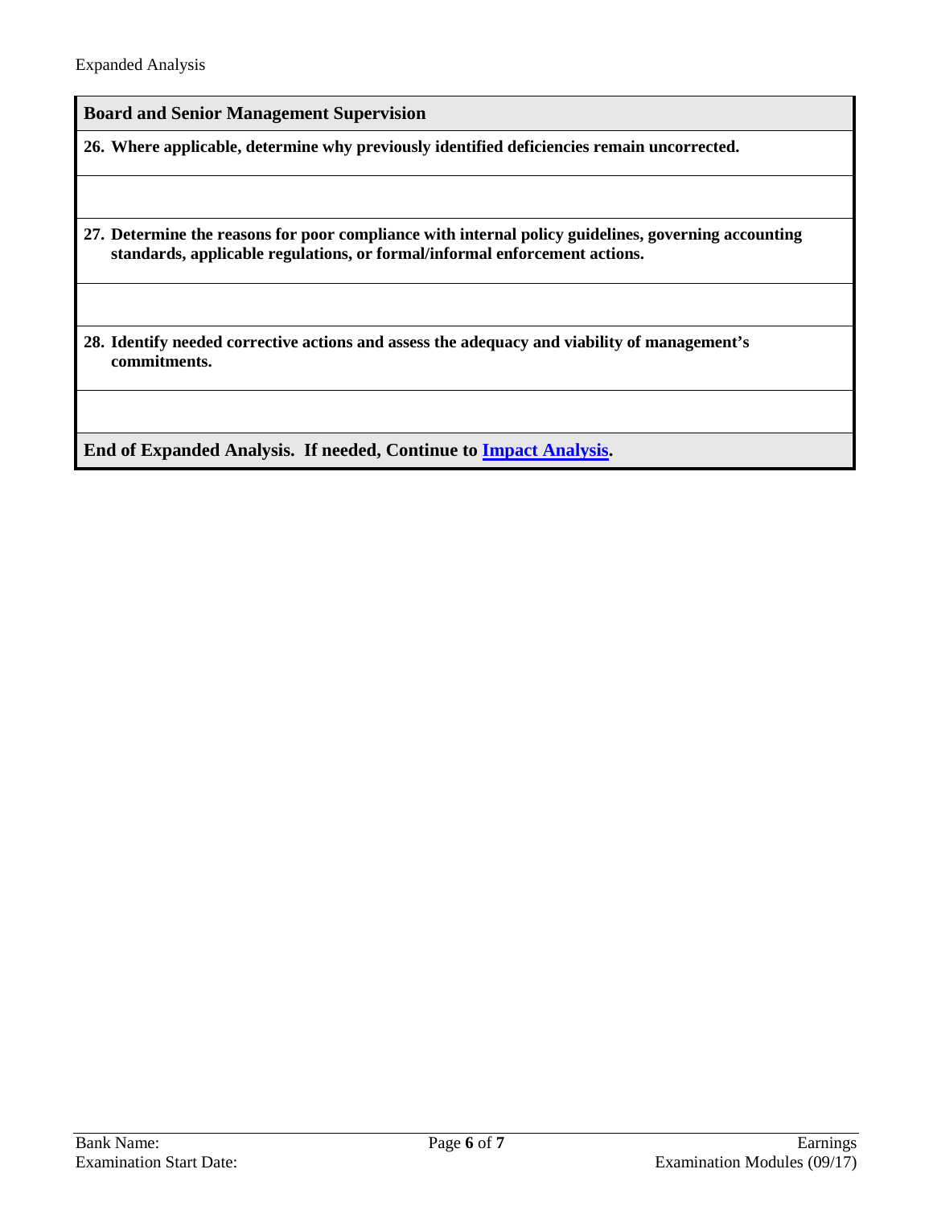## Board and Senior Management Supervision

**26. Where applicable, determine why previously identified deficiencies remain uncorrected.**

**27. Determine the reasons for poor compliance with internal policy guidelines, governing accounting standards, applicable regulations, or formal/informal enforcement actions.**

**28. Identify needed corrective actions and assess the adequacy and viability of management's commitments.**

**End of Expanded Analysis. If needed, Continue to Impact Analysis.**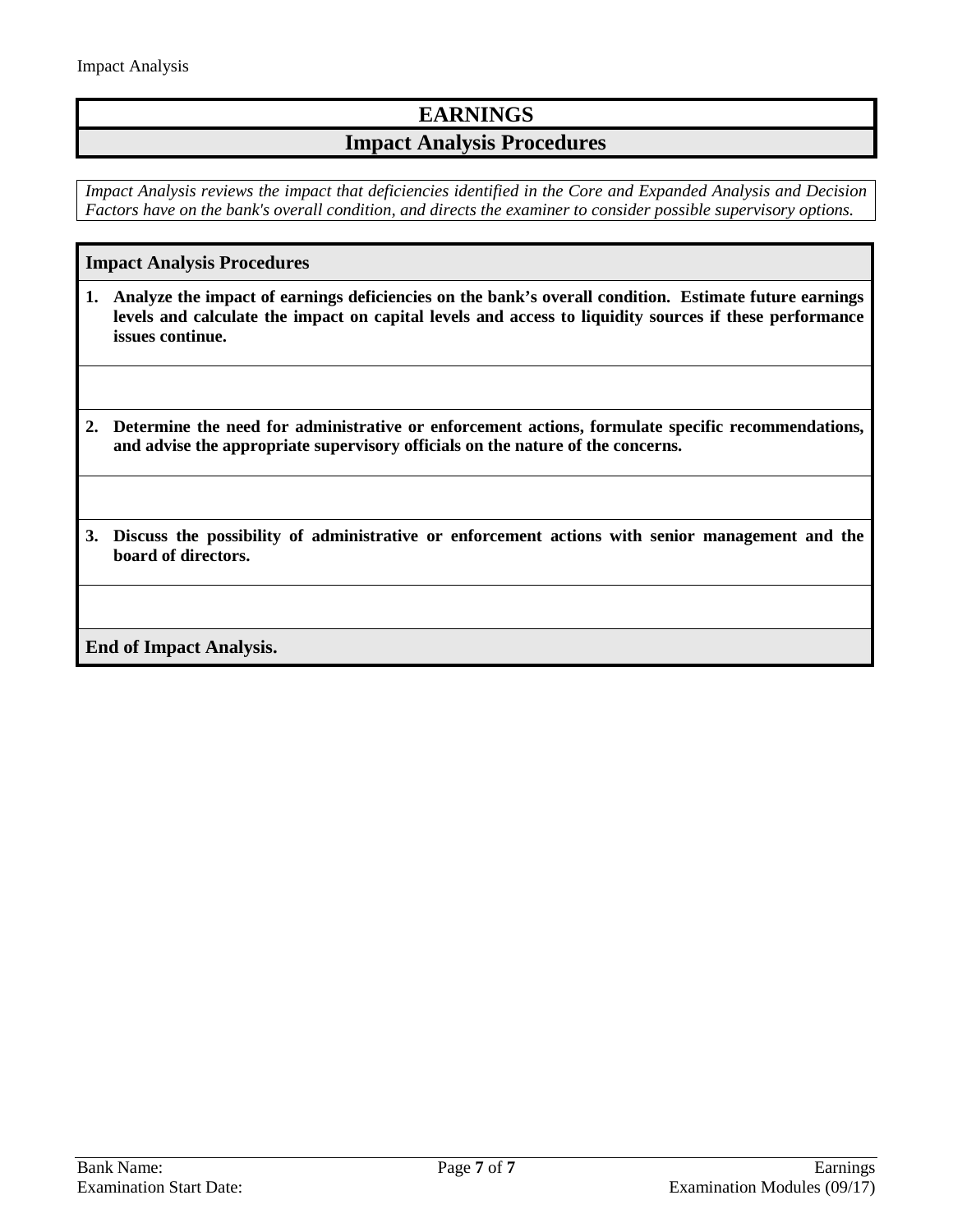# EARNINGS

## Impact Analysis Procedures

*Impact Analysis reviews the impact that deficiencies identified in the Core and Expanded Analysis and Decision Factors have on the bank's overall condition, and directs the examiner to consider possible supervisory options.*

**Impact Analysis Procedures**

1. **Analyze the impact of earnings deficiencies on the bank's overall condition. Estimate future earnings levels and calculate the impact on capital levels and access to liquidity sources if these performance issues continue.**

2. **Determine the need for administrative or enforcement actions, formulate specific recommendations, and advise the appropriate supervisory officials on the nature of the concerns.**

3. **Discuss the possibility of administrative or enforcement actions with senior management and the board of directors.**

**End of Impact Analysis.**